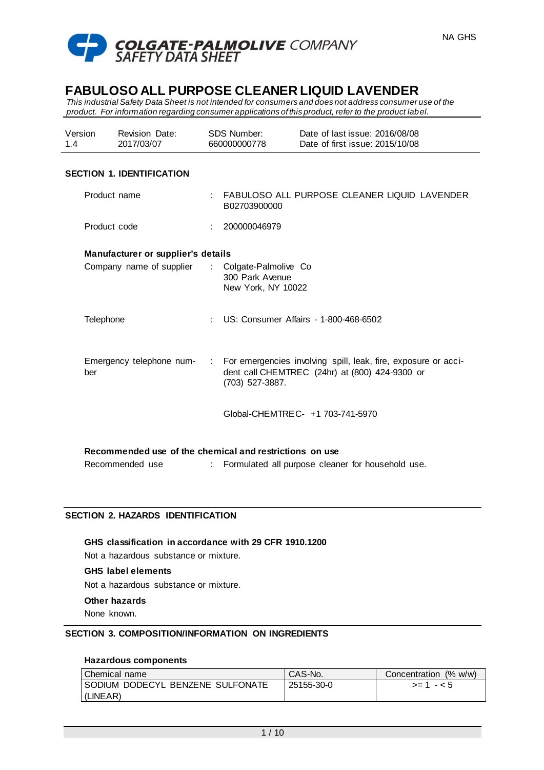NA GHS

**COLGATE-PALMOLIVE COMPANY**
**SAFETY DATA SHEET**

# FABULOSO ALL PURPOSE CLEANER LIQUID LAVENDER

*This industrial Safety Data Sheet is not intended for consumers and does not address consumer use of the product. For information regarding consumer applications of this product, refer to the product label.*

| Version | Revision Date: | SDS Number: | Date of last issue: 2016/08/08 |
|---|---|---|---|
| 1.4 | 2017/03/07 | 660000000778 | Date of first issue: 2015/10/08 |

## SECTION 1. IDENTIFICATION

Product name : FABULOSO ALL PURPOSE CLEANER LIQUID LAVENDER B02703900000

Product code : 200000046979

**Manufacturer or supplier's details**

Company name of supplier : Colgate-Palmolive Co
300 Park Avenue
New York, NY 10022

Telephone : US: Consumer Affairs - 1-800-468-6502

Emergency telephone number : For emergencies involving spill, leak, fire, exposure or accident call CHEMTREC (24hr) at (800) 424-9300 or (703) 527-3887.

Global-CHEMTREC- +1 703-741-5970

**Recommended use of the chemical and restrictions on use**

Recommended use : Formulated all purpose cleaner for household use.

## SECTION 2. HAZARDS IDENTIFICATION

**GHS classification in accordance with 29 CFR 1910.1200**

Not a hazardous substance or mixture.

**GHS label elements**

Not a hazardous substance or mixture.

**Other hazards**

None known.

## SECTION 3. COMPOSITION/INFORMATION ON INGREDIENTS

**Hazardous components**

| Chemical name | CAS-No. | Concentration (% w/w) |
|---|---|---|
| SODIUM DODECYL BENZENE SULFONATE (LINEAR) | 25155-30-0 | >= 1 - < 5 |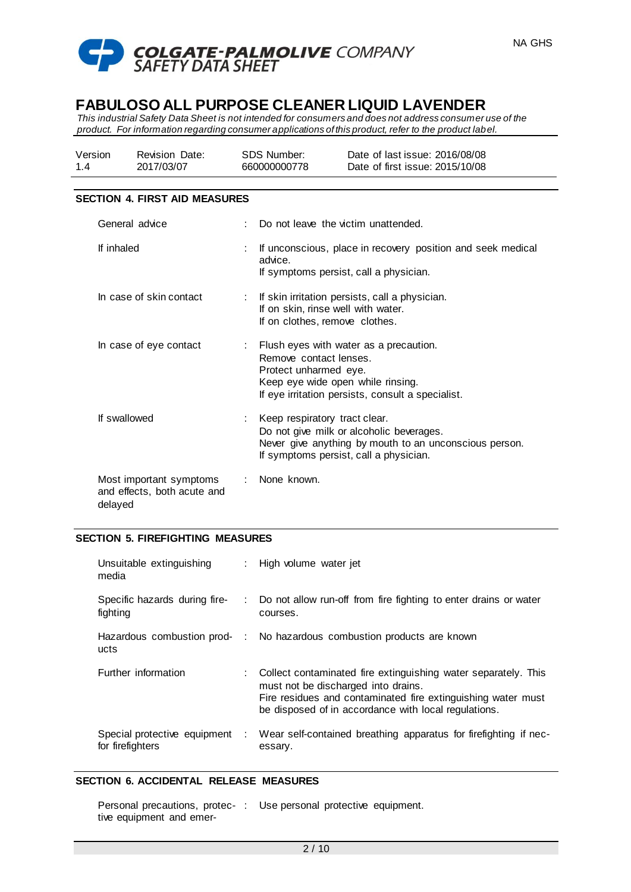# FABULOSO ALL PURPOSE CLEANER LIQUID LAVENDER

*This industrial Safety Data Sheet is not intended for consumers and does not address consumer use of the product. For information regarding consumer applications of this product, refer to the product label.*

| Version | Revision Date: | SDS Number: | Date of last issue: 2016/08/08 |
|---|---|---|---|
| 1.4 | 2017/03/07 | 660000000778 | Date of first issue: 2015/10/08 |

## SECTION 4. FIRST AID MEASURES

| | |
|---|---|
| General advice | : Do not leave the victim unattended. |
| If inhaled | : If unconscious, place in recovery position and seek medical advice.<br>If symptoms persist, call a physician. |
| In case of skin contact | : If skin irritation persists, call a physician.<br>If on skin, rinse well with water.<br>If on clothes, remove clothes. |
| In case of eye contact | : Flush eyes with water as a precaution.<br>Remove contact lenses.<br>Protect unharmed eye.<br>Keep eye wide open while rinsing.<br>If eye irritation persists, consult a specialist. |
| If swallowed | : Keep respiratory tract clear.<br>Do not give milk or alcoholic beverages.<br>Never give anything by mouth to an unconscious person.<br>If symptoms persist, call a physician. |
| Most important symptoms and effects, both acute and delayed | : None known. |

## SECTION 5. FIREFIGHTING MEASURES

| | |
|---|---|
| Unsuitable extinguishing media | : High volume water jet |
| Specific hazards during fire-fighting | : Do not allow run-off from fire fighting to enter drains or water courses. |
| Hazardous combustion products | : No hazardous combustion products are known |
| Further information | : Collect contaminated fire extinguishing water separately. This must not be discharged into drains.<br>Fire residues and contaminated fire extinguishing water must be disposed of in accordance with local regulations. |
| Special protective equipment for firefighters | : Wear self-contained breathing apparatus for firefighting if necessary. |

## SECTION 6. ACCIDENTAL RELEASE MEASURES

| | |
|---|---|
| Personal precautions, protective equipment and emer- | : Use personal protective equipment. |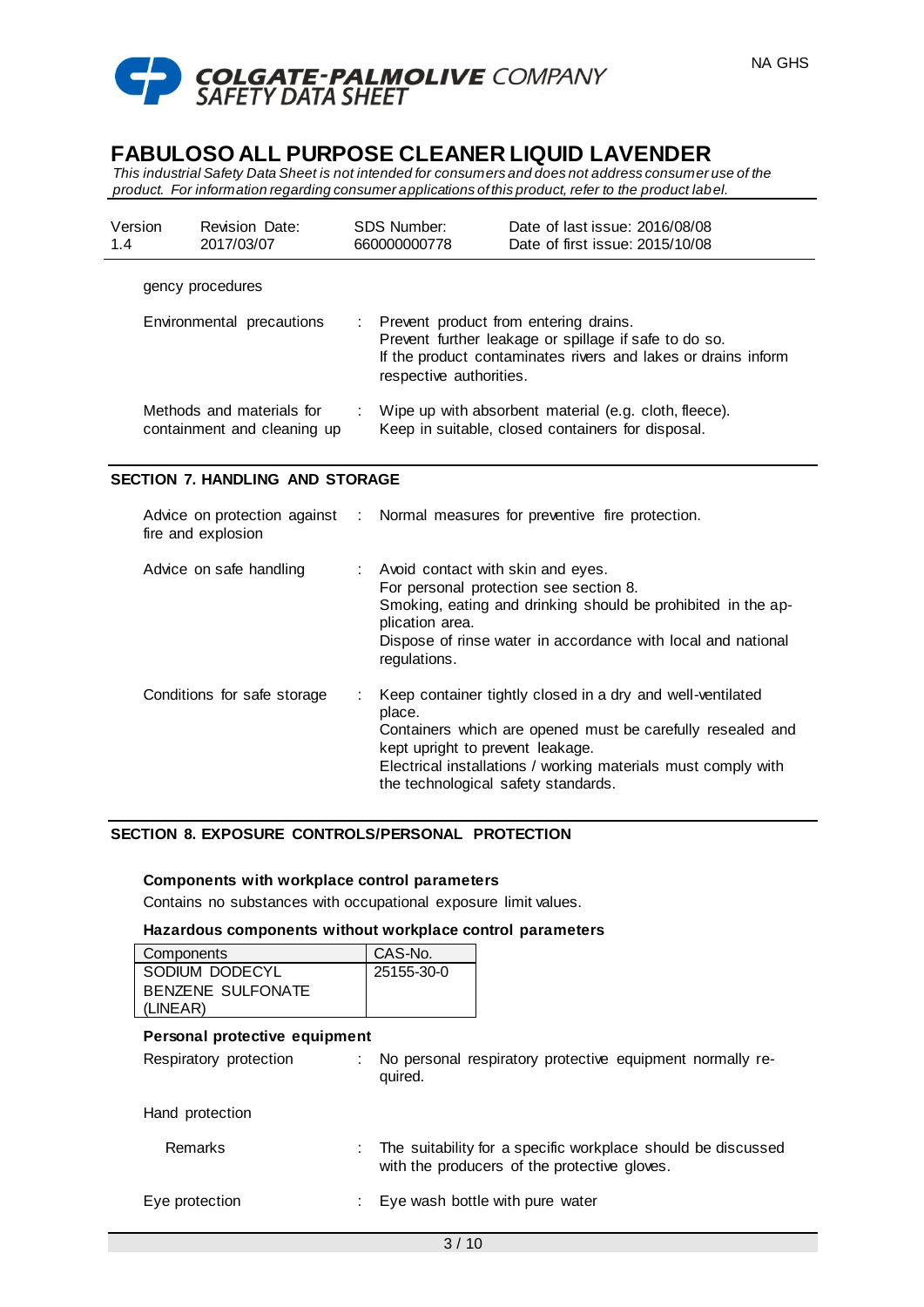gency procedures

| | |
|---|---|
| Environmental precautions | : Prevent product from entering drains. Prevent further leakage or spillage if safe to do so. If the product contaminates rivers and lakes or drains inform respective authorities. |
| Methods and materials for containment and cleaning up | : Wipe up with absorbent material (e.g. cloth, fleece). Keep in suitable, closed containers for disposal. |

## SECTION 7. HANDLING AND STORAGE

| | |
|---|---|
| Advice on protection against fire and explosion | : Normal measures for preventive fire protection. |
| Advice on safe handling | : Avoid contact with skin and eyes. For personal protection see section 8. Smoking, eating and drinking should be prohibited in the application area. Dispose of rinse water in accordance with local and national regulations. |
| Conditions for safe storage | : Keep container tightly closed in a dry and well-ventilated place. Containers which are opened must be carefully resealed and kept upright to prevent leakage. Electrical installations / working materials must comply with the technological safety standards. |

## SECTION 8. EXPOSURE CONTROLS/PERSONAL PROTECTION

**Components with workplace control parameters**

Contains no substances with occupational exposure limit values.

**Hazardous components without workplace control parameters**

| Components | CAS-No. |
|---|---|
| SODIUM DODECYL BENZENE SULFONATE (LINEAR) | 25155-30-0 |

**Personal protective equipment**

| | |
|---|---|
| Respiratory protection | : No personal respiratory protective equipment normally required. |
| Hand protection | |
| Remarks | : The suitability for a specific workplace should be discussed with the producers of the protective gloves. |
| Eye protection | : Eye wash bottle with pure water |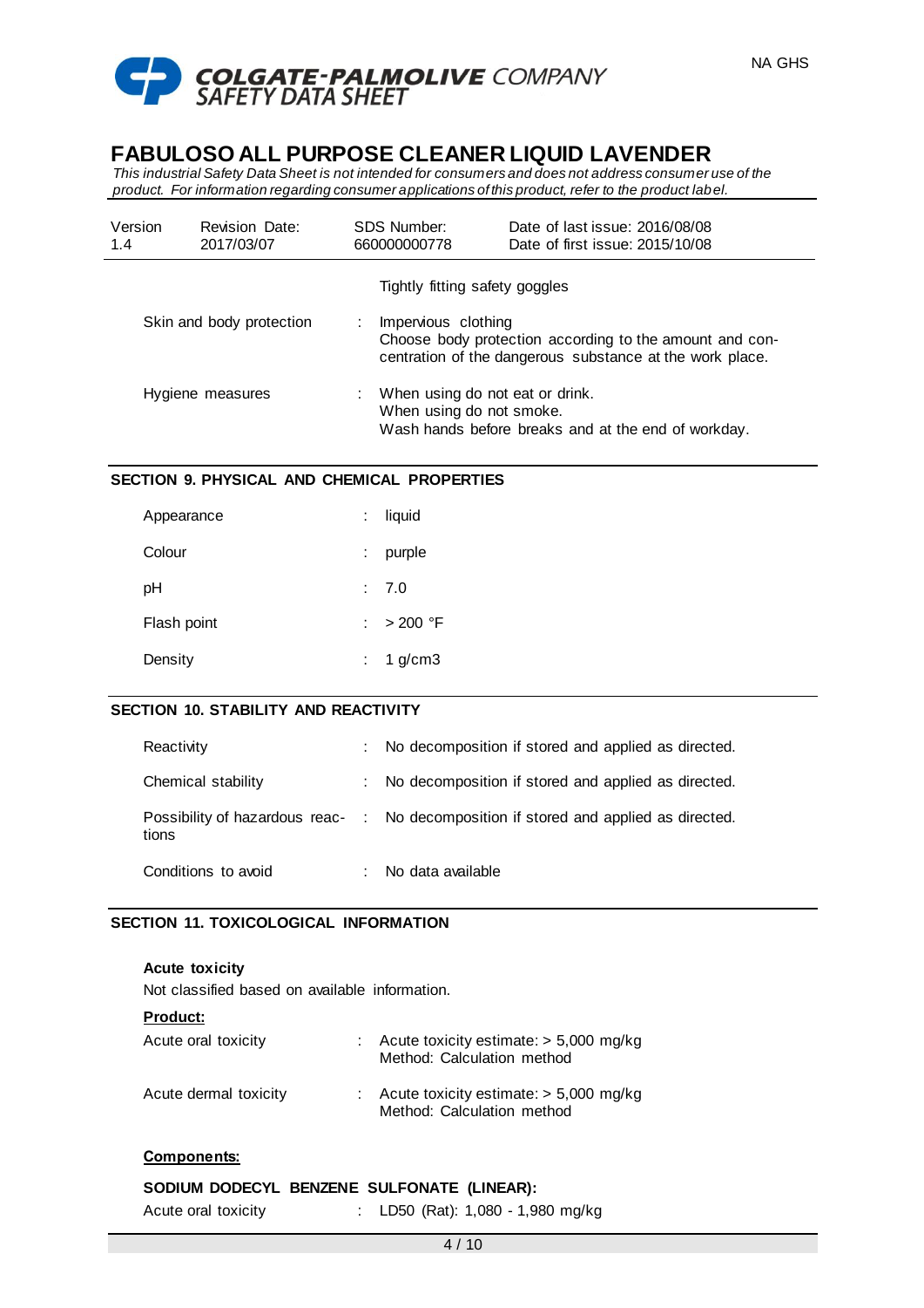| | | |
|---|---|---|
| | | Tightly fitting safety goggles |
| Skin and body protection | : | Impervious clothing<br>Choose body protection according to the amount and concentration of the dangerous substance at the work place. |
| Hygiene measures | : | When using do not eat or drink.<br>When using do not smoke.<br>Wash hands before breaks and at the end of workday. |

## SECTION 9. PHYSICAL AND CHEMICAL PROPERTIES

| | | |
|---|---|---|
| Appearance | : | liquid |
| Colour | : | purple |
| pH | : | 7.0 |
| Flash point | : | > 200 °F |
| Density | : | 1 g/cm3 |

## SECTION 10. STABILITY AND REACTIVITY

| | | |
|---|---|---|
| Reactivity | : | No decomposition if stored and applied as directed. |
| Chemical stability | : | No decomposition if stored and applied as directed. |
| Possibility of hazardous reactions | : | No decomposition if stored and applied as directed. |
| Conditions to avoid | : | No data available |

## SECTION 11. TOXICOLOGICAL INFORMATION

**Acute toxicity**

Not classified based on available information.

**Product:**

| | | |
|---|---|---|
| Acute oral toxicity | : | Acute toxicity estimate: > 5,000 mg/kg<br>Method: Calculation method |
| Acute dermal toxicity | : | Acute toxicity estimate: > 5,000 mg/kg<br>Method: Calculation method |

**Components:**

**SODIUM DODECYL BENZENE SULFONATE (LINEAR):**

| | | |
|---|---|---|
| Acute oral toxicity | : | LD50 (Rat): 1,080 - 1,980 mg/kg |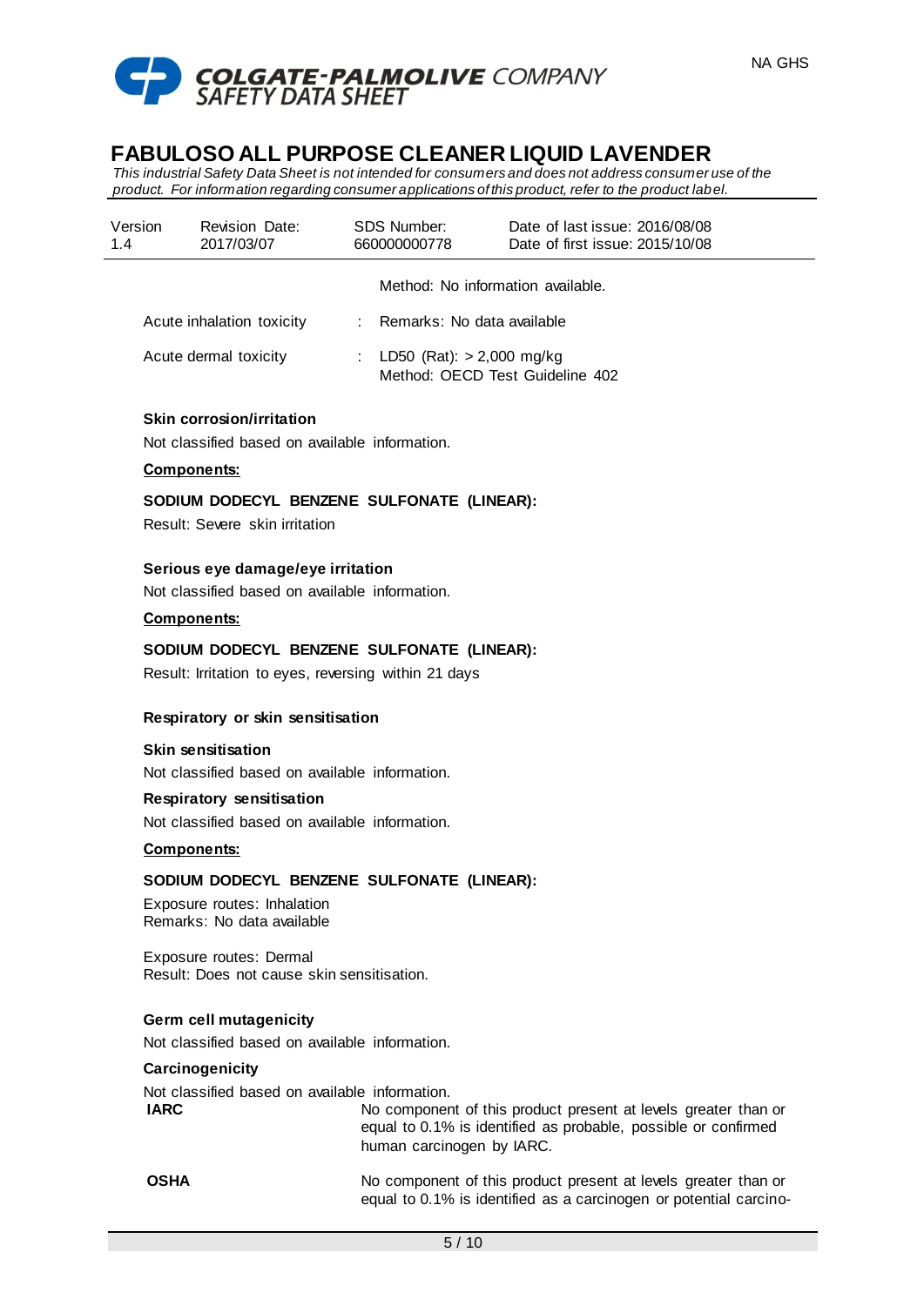Method: No information available.

| | | |
|---|---|---|
| Acute inhalation toxicity | : | Remarks: No data available |
| Acute dermal toxicity | : | LD50 (Rat): > 2,000 mg/kg<br>Method: OECD Test Guideline 402 |

**Skin corrosion/irritation**

Not classified based on available information.

**Components:**

**SODIUM DODECYL BENZENE SULFONATE (LINEAR):**

Result: Severe skin irritation

**Serious eye damage/eye irritation**

Not classified based on available information.

**Components:**

**SODIUM DODECYL BENZENE SULFONATE (LINEAR):**

Result: Irritation to eyes, reversing within 21 days

**Respiratory or skin sensitisation**

**Skin sensitisation**

Not classified based on available information.

**Respiratory sensitisation**

Not classified based on available information.

**Components:**

**SODIUM DODECYL BENZENE SULFONATE (LINEAR):**

Exposure routes: Inhalation
Remarks: No data available

Exposure routes: Dermal
Result: Does not cause skin sensitisation.

**Germ cell mutagenicity**

Not classified based on available information.

**Carcinogenicity**

Not classified based on available information.

| | |
|---|---|
| **IARC** | No component of this product present at levels greater than or equal to 0.1% is identified as probable, possible or confirmed human carcinogen by IARC. |
| **OSHA** | No component of this product present at levels greater than or equal to 0.1% is identified as a carcinogen or potential carcino- |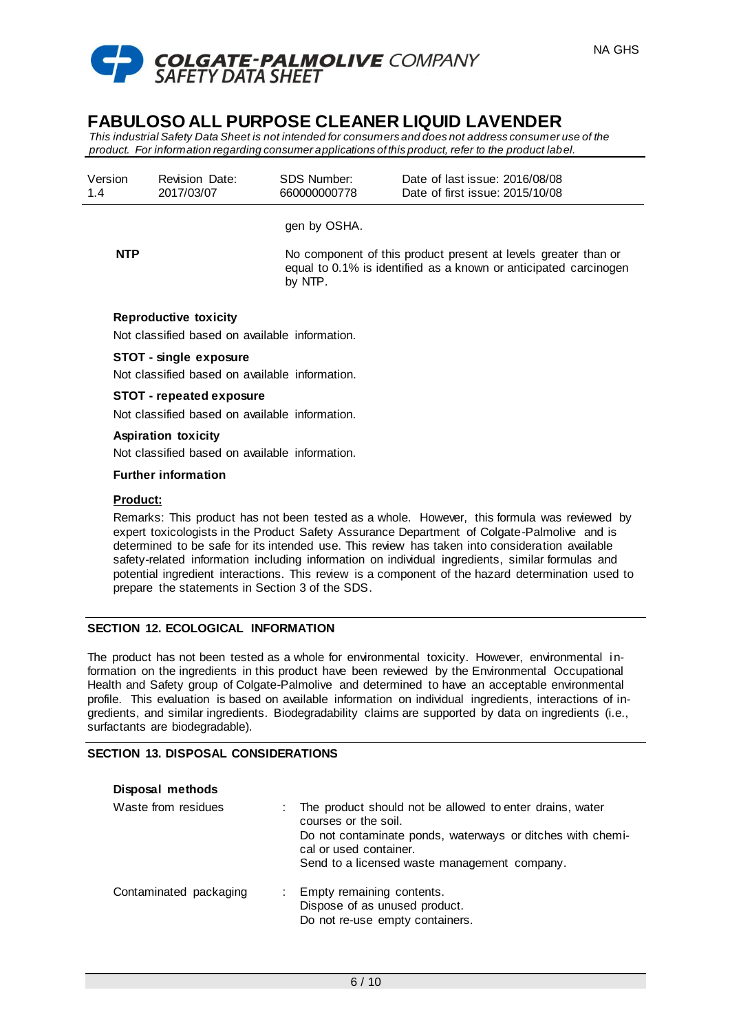gen by OSHA.

| | |
|---|---|
| **NTP** | No component of this product present at levels greater than or equal to 0.1% is identified as a known or anticipated carcinogen by NTP. |

**Reproductive toxicity**

Not classified based on available information.

**STOT - single exposure**

Not classified based on available information.

**STOT - repeated exposure**

Not classified based on available information.

**Aspiration toxicity**

Not classified based on available information.

**Further information**

**Product:**

Remarks: This product has not been tested as a whole. However, this formula was reviewed by expert toxicologists in the Product Safety Assurance Department of Colgate-Palmolive and is determined to be safe for its intended use. This review has taken into consideration available safety-related information including information on individual ingredients, similar formulas and potential ingredient interactions. This review is a component of the hazard determination used to prepare the statements in Section 3 of the SDS.

## SECTION 12. ECOLOGICAL INFORMATION

The product has not been tested as a whole for environmental toxicity. However, environmental information on the ingredients in this product have been reviewed by the Environmental Occupational Health and Safety group of Colgate-Palmolive and determined to have an acceptable environmental profile. This evaluation is based on available information on individual ingredients, interactions of ingredients, and similar ingredients. Biodegradability claims are supported by data on ingredients (i.e., surfactants are biodegradable).

## SECTION 13. DISPOSAL CONSIDERATIONS

**Disposal methods**

| | |
|---|---|
| Waste from residues | : The product should not be allowed to enter drains, water courses or the soil.<br>Do not contaminate ponds, waterways or ditches with chemical or used container.<br>Send to a licensed waste management company. |
| Contaminated packaging | : Empty remaining contents.<br>Dispose of as unused product.<br>Do not re-use empty containers. |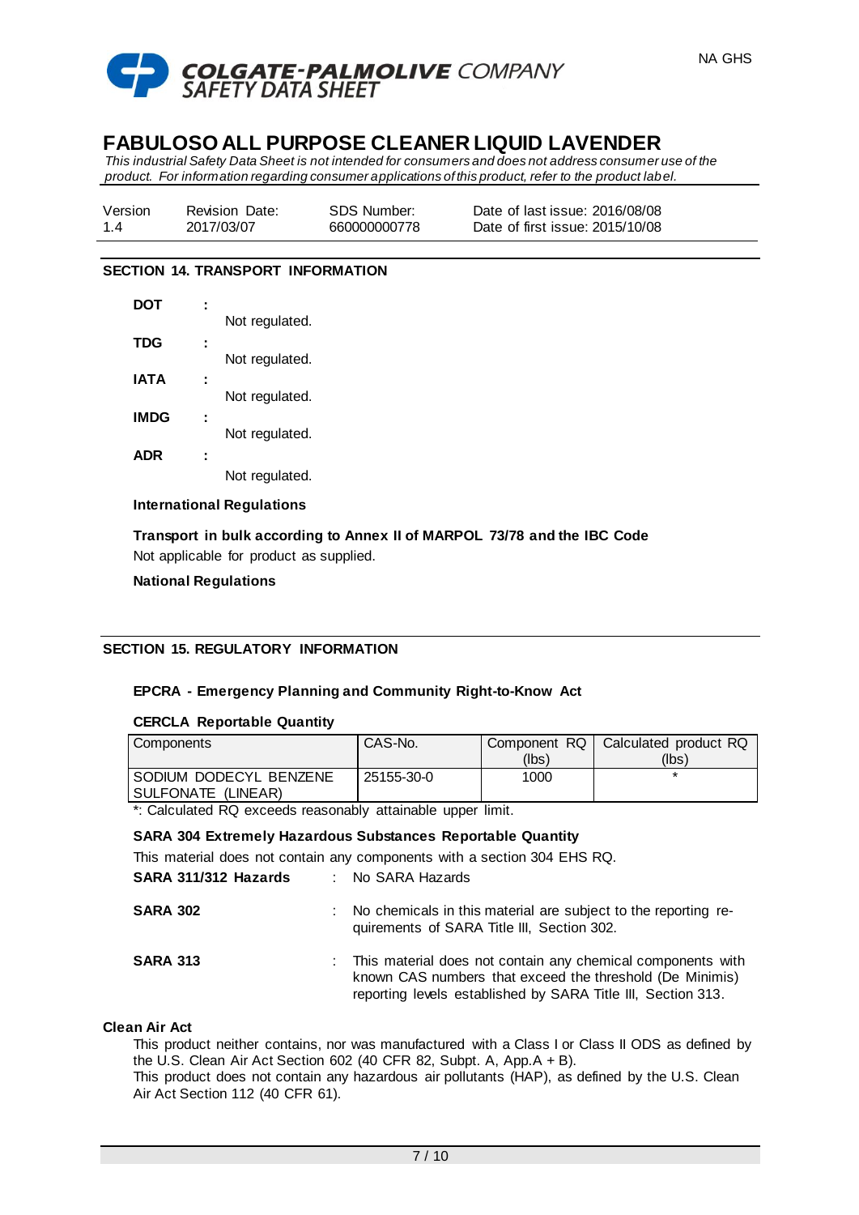## SECTION 14. TRANSPORT INFORMATION

**DOT** : Not regulated.

**TDG** : Not regulated.

**IATA** : Not regulated.

**IMDG** : Not regulated.

**ADR** : Not regulated.

**International Regulations**

**Transport in bulk according to Annex II of MARPOL 73/78 and the IBC Code**

Not applicable for product as supplied.

**National Regulations**

## SECTION 15. REGULATORY INFORMATION

**EPCRA - Emergency Planning and Community Right-to-Know Act**

**CERCLA Reportable Quantity**

| Components | CAS-No. | Component RQ (lbs) | Calculated product RQ (lbs) |
|---|---|---|---|
| SODIUM DODECYL BENZENE SULFONATE (LINEAR) | 25155-30-0 | 1000 | * |

*: Calculated RQ exceeds reasonably attainable upper limit.

**SARA 304 Extremely Hazardous Substances Reportable Quantity**

This material does not contain any components with a section 304 EHS RQ.

**SARA 311/312 Hazards** : No SARA Hazards

**SARA 302** : No chemicals in this material are subject to the reporting requirements of SARA Title III, Section 302.

**SARA 313** : This material does not contain any chemical components with known CAS numbers that exceed the threshold (De Minimis) reporting levels established by SARA Title III, Section 313.

**Clean Air Act**

This product neither contains, nor was manufactured with a Class I or Class II ODS as defined by the U.S. Clean Air Act Section 602 (40 CFR 82, Subpt. A, App.A + B).

This product does not contain any hazardous air pollutants (HAP), as defined by the U.S. Clean Air Act Section 112 (40 CFR 61).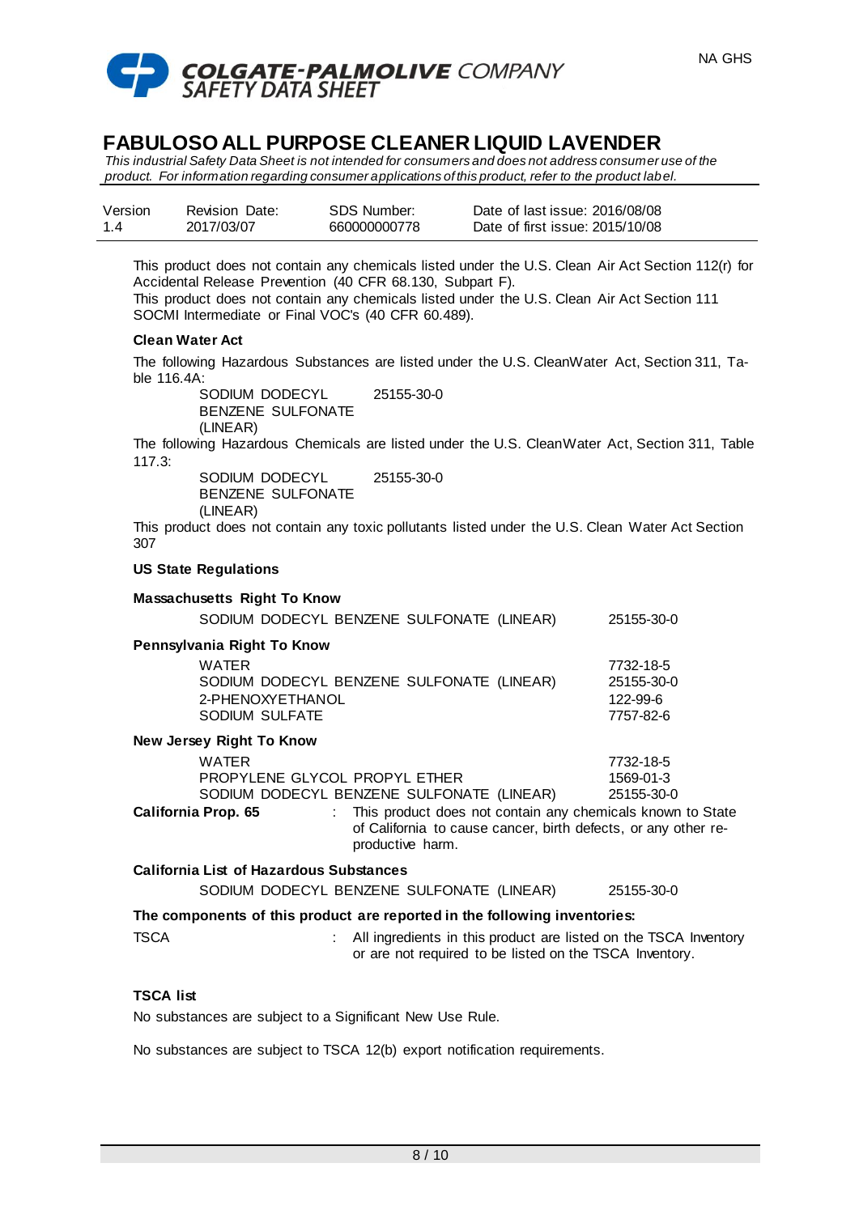# FABULOSO ALL PURPOSE CLEANER LIQUID LAVENDER

*This industrial Safety Data Sheet is not intended for consumers and does not address consumer use of the product. For information regarding consumer applications of this product, refer to the product label.*

| Version | Revision Date: | SDS Number: | Date of last issue: 2016/08/08 |
|---|---|---|---|
| 1.4 | 2017/03/07 | 660000000778 | Date of first issue: 2015/10/08 |

This product does not contain any chemicals listed under the U.S. Clean Air Act Section 112(r) for Accidental Release Prevention (40 CFR 68.130, Subpart F).
This product does not contain any chemicals listed under the U.S. Clean Air Act Section 111 SOCMI Intermediate or Final VOC's (40 CFR 60.489).

**Clean Water Act**

The following Hazardous Substances are listed under the U.S. CleanWater Act, Section 311, Table 116.4A:

| | |
|---|---|
| SODIUM DODECYL BENZENE SULFONATE (LINEAR) | 25155-30-0 |

The following Hazardous Chemicals are listed under the U.S. CleanWater Act, Section 311, Table 117.3:

| | |
|---|---|
| SODIUM DODECYL BENZENE SULFONATE (LINEAR) | 25155-30-0 |

This product does not contain any toxic pollutants listed under the U.S. Clean Water Act Section 307

**US State Regulations**

**Massachusetts Right To Know**

| | |
|---|---|
| SODIUM DODECYL BENZENE SULFONATE (LINEAR) | 25155-30-0 |

**Pennsylvania Right To Know**

| | |
|---|---|
| WATER | 7732-18-5 |
| SODIUM DODECYL BENZENE SULFONATE (LINEAR) | 25155-30-0 |
| 2-PHENOXYETHANOL | 122-99-6 |
| SODIUM SULFATE | 7757-82-6 |

**New Jersey Right To Know**

| | |
|---|---|
| WATER | 7732-18-5 |
| PROPYLENE GLYCOL PROPYL ETHER | 1569-01-3 |
| SODIUM DODECYL BENZENE SULFONATE (LINEAR) | 25155-30-0 |

**California Prop. 65** : This product does not contain any chemicals known to State of California to cause cancer, birth defects, or any other reproductive harm.

**California List of Hazardous Substances**

| | |
|---|---|
| SODIUM DODECYL BENZENE SULFONATE (LINEAR) | 25155-30-0 |

**The components of this product are reported in the following inventories:**

TSCA : All ingredients in this product are listed on the TSCA Inventory or are not required to be listed on the TSCA Inventory.

**TSCA list**

No substances are subject to a Significant New Use Rule.

No substances are subject to TSCA 12(b) export notification requirements.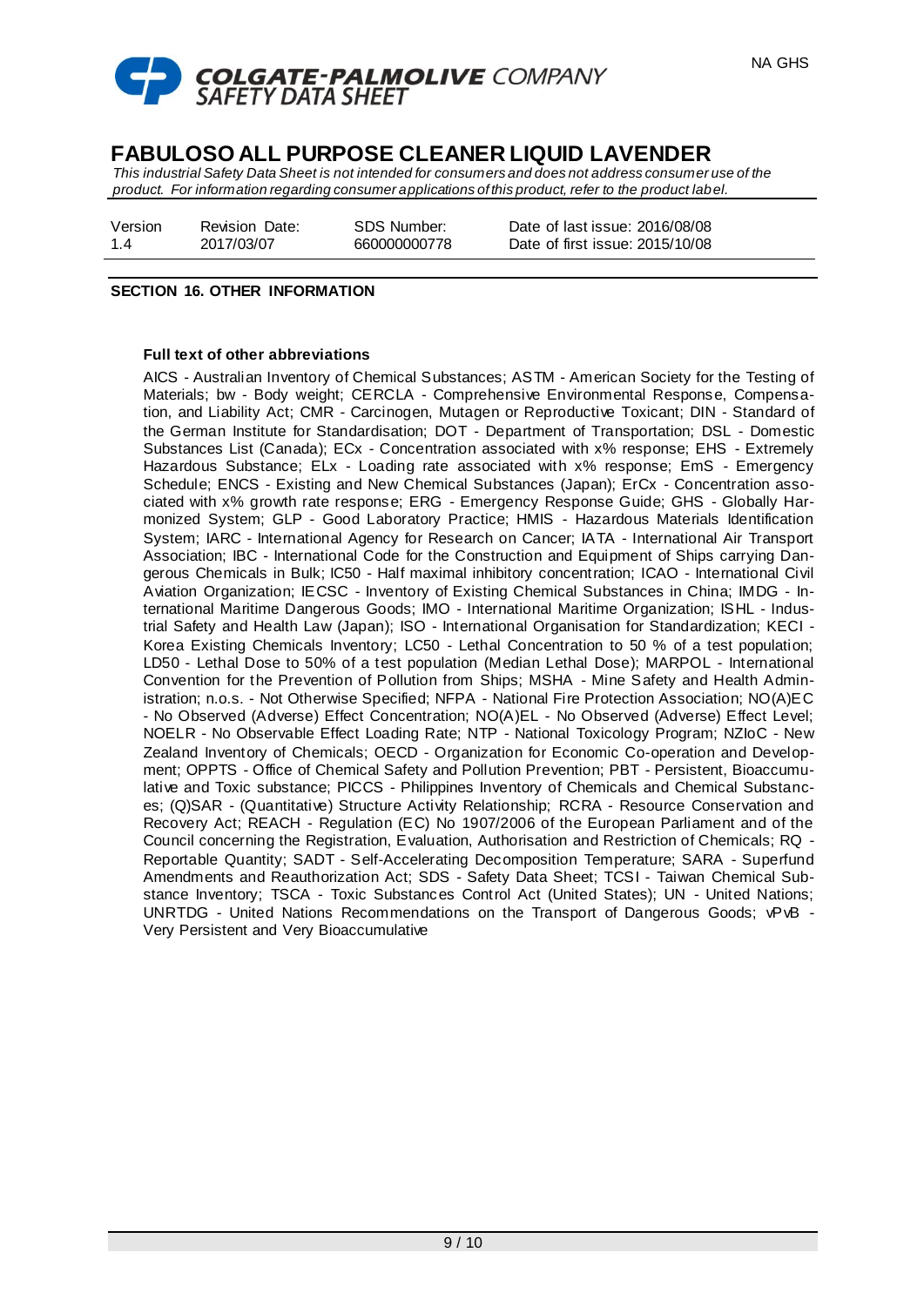## SECTION 16. OTHER INFORMATION

**Full text of other abbreviations**

AICS - Australian Inventory of Chemical Substances; ASTM - American Society for the Testing of Materials; bw - Body weight; CERCLA - Comprehensive Environmental Response, Compensation, and Liability Act; CMR - Carcinogen, Mutagen or Reproductive Toxicant; DIN - Standard of the German Institute for Standardisation; DOT - Department of Transportation; DSL - Domestic Substances List (Canada); ECx - Concentration associated with x% response; EHS - Extremely Hazardous Substance; ELx - Loading rate associated with x% response; EmS - Emergency Schedule; ENCS - Existing and New Chemical Substances (Japan); ErCx - Concentration associated with x% growth rate response; ERG - Emergency Response Guide; GHS - Globally Harmonized System; GLP - Good Laboratory Practice; HMIS - Hazardous Materials Identification System; IARC - International Agency for Research on Cancer; IATA - International Air Transport Association; IBC - International Code for the Construction and Equipment of Ships carrying Dangerous Chemicals in Bulk; IC50 - Half maximal inhibitory concentration; ICAO - International Civil Aviation Organization; IECSC - Inventory of Existing Chemical Substances in China; IMDG - International Maritime Dangerous Goods; IMO - International Maritime Organization; ISHL - Industrial Safety and Health Law (Japan); ISO - International Organisation for Standardization; KECI - Korea Existing Chemicals Inventory; LC50 - Lethal Concentration to 50 % of a test population; LD50 - Lethal Dose to 50% of a test population (Median Lethal Dose); MARPOL - International Convention for the Prevention of Pollution from Ships; MSHA - Mine Safety and Health Administration; n.o.s. - Not Otherwise Specified; NFPA - National Fire Protection Association; NO(A)EC - No Observed (Adverse) Effect Concentration; NO(A)EL - No Observed (Adverse) Effect Level; NOELR - No Observable Effect Loading Rate; NTP - National Toxicology Program; NZIoC - New Zealand Inventory of Chemicals; OECD - Organization for Economic Co-operation and Development; OPPTS - Office of Chemical Safety and Pollution Prevention; PBT - Persistent, Bioaccumulative and Toxic substance; PICCS - Philippines Inventory of Chemicals and Chemical Substances; (Q)SAR - (Quantitative) Structure Activity Relationship; RCRA - Resource Conservation and Recovery Act; REACH - Regulation (EC) No 1907/2006 of the European Parliament and of the Council concerning the Registration, Evaluation, Authorisation and Restriction of Chemicals; RQ - Reportable Quantity; SADT - Self-Accelerating Decomposition Temperature; SARA - Superfund Amendments and Reauthorization Act; SDS - Safety Data Sheet; TCSI - Taiwan Chemical Substance Inventory; TSCA - Toxic Substances Control Act (United States); UN - United Nations; UNRTDG - United Nations Recommendations on the Transport of Dangerous Goods; vPvB - Very Persistent and Very Bioaccumulative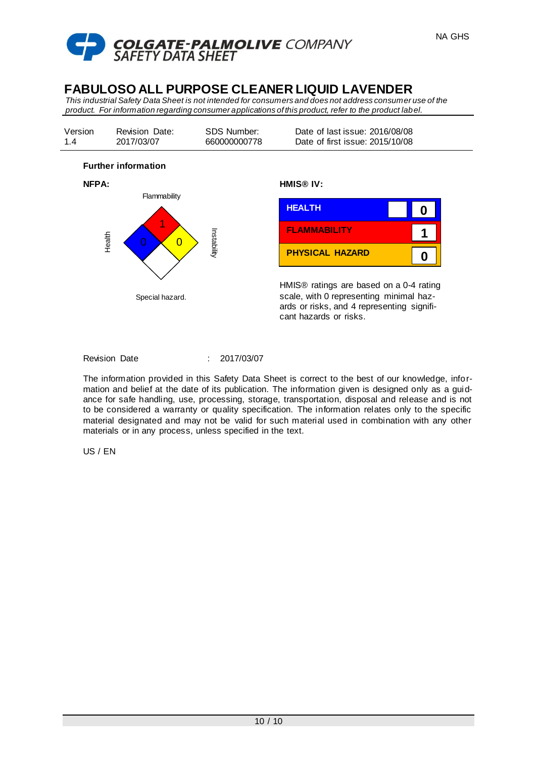**Further information**

**NFPA:**

Flammability

Health

Instability

Special hazard.

1

0

0

**HMIS® IV:**

| | |
|---|---|
| HEALTH | 0 |
| FLAMMABILITY | 1 |
| PHYSICAL HAZARD | 0 |

HMIS® ratings are based on a 0-4 rating scale, with 0 representing minimal hazards or risks, and 4 representing significant hazards or risks.

Revision Date : 2017/03/07

The information provided in this Safety Data Sheet is correct to the best of our knowledge, information and belief at the date of its publication. The information given is designed only as a guidance for safe handling, use, processing, storage, transportation, disposal and release and is not to be considered a warranty or quality specification. The information relates only to the specific material designated and may not be valid for such material used in combination with any other materials or in any process, unless specified in the text.

US / EN